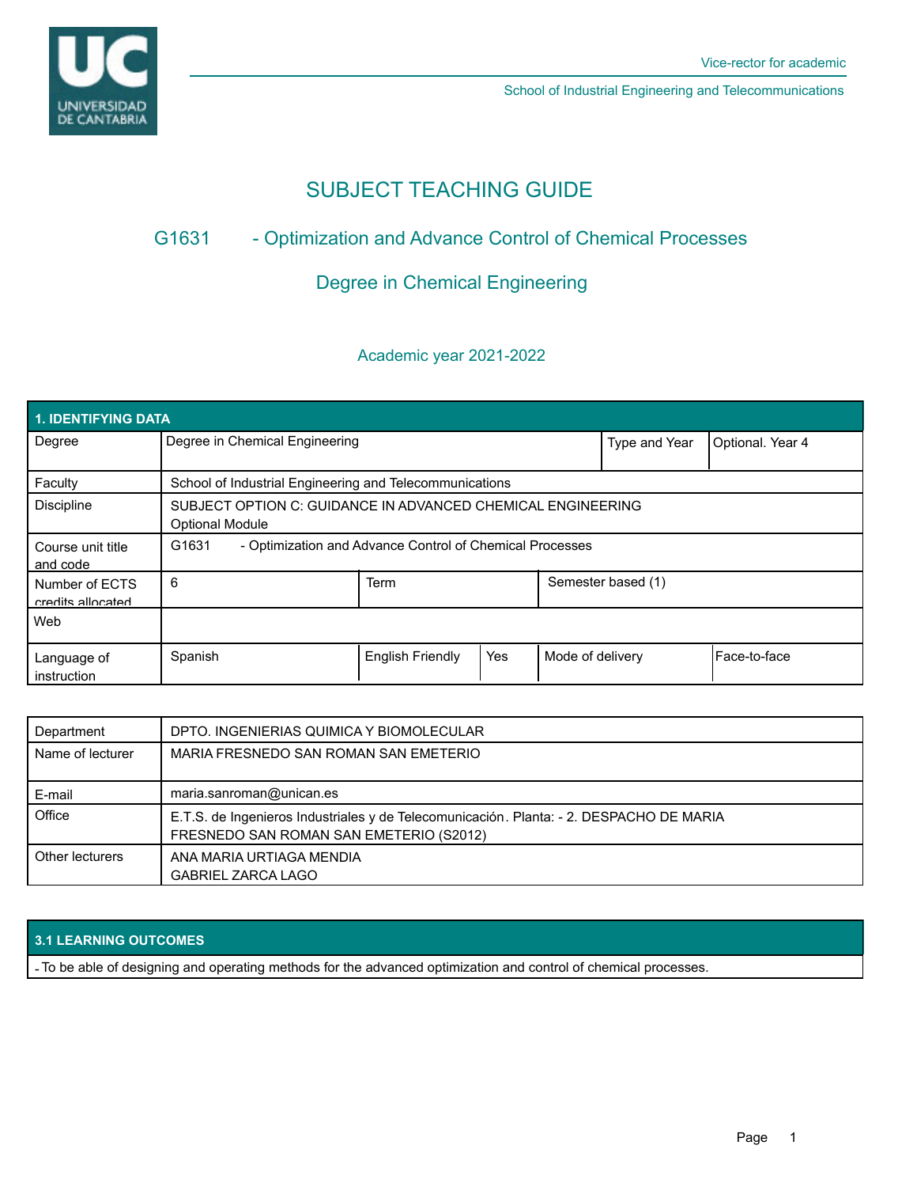# SUBJECT TEACHING GUIDE

## G1631 - Optimization and Advance Control of Chemical Processes

## Degree in Chemical Engineering

Academic year 2021-2022

| 1. IDENTIFYING DATA | | | | | |
|---|---|---|---|---|---|
| Degree | Degree in Chemical Engineering | | | Type and Year | Optional. Year 4 |
| Faculty | School of Industrial Engineering and Telecommunications | | | | |
| Discipline | SUBJECT OPTION C: GUIDANCE IN ADVANCED CHEMICAL ENGINEERING<br>Optional Module | | | | |
| Course unit title and code | G1631 - Optimization and Advance Control of Chemical Processes | | | | |
| Number of ECTS credits allocated | 6 | Term | | Semester based (1) | |
| Web | | | | | |
| Language of instruction | Spanish | English Friendly | Yes | Mode of delivery | Face-to-face |

| | |
|---|---|
| Department | DPTO. INGENIERIAS QUIMICA Y BIOMOLECULAR |
| Name of lecturer | MARIA FRESNEDO SAN ROMAN SAN EMETERIO |
| E-mail | maria.sanroman@unican.es |
| Office | E.T.S. de Ingenieros Industriales y de Telecomunicación. Planta: - 2. DESPACHO DE MARIA FRESNEDO SAN ROMAN SAN EMETERIO (S2012) |
| Other lecturers | ANA MARIA URTIAGA MENDIA<br>GABRIEL ZARCA LAGO |

## 3.1 LEARNING OUTCOMES

- To be able of designing and operating methods for the advanced optimization and control of chemical processes.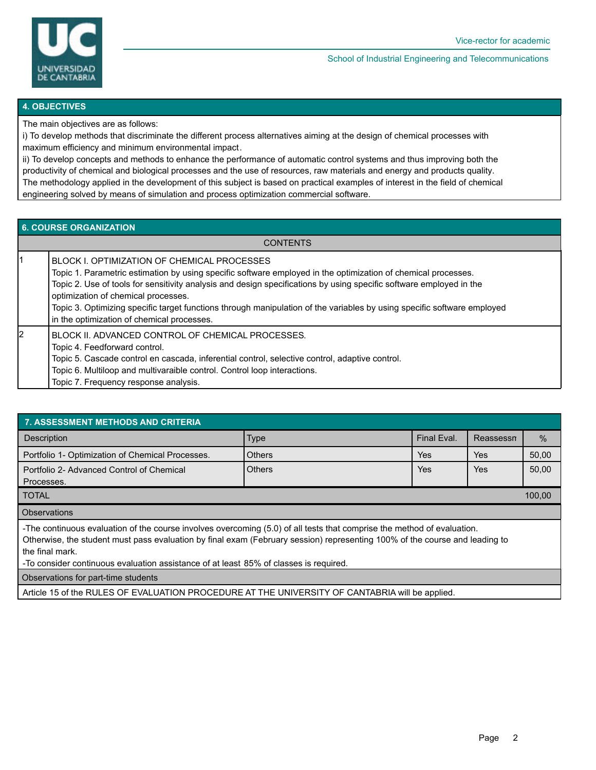## 4. OBJECTIVES

The main objectives are as follows:
i) To develop methods that discriminate the different process alternatives aiming at the design of chemical processes with maximum efficiency and minimum environmental impact.
ii) To develop concepts and methods to enhance the performance of automatic control systems and thus improving both the productivity of chemical and biological processes and the use of resources, raw materials and energy and products quality.
The methodology applied in the development of this subject is based on practical examples of interest in the field of chemical engineering solved by means of simulation and process optimization commercial software.

## 6. COURSE ORGANIZATION

| | CONTENTS |
|---|---|
| 1 | BLOCK I. OPTIMIZATION OF CHEMICAL PROCESSES<br>Topic 1. Parametric estimation by using specific software employed in the optimization of chemical processes.<br>Topic 2. Use of tools for sensitivity analysis and design specifications by using specific software employed in the optimization of chemical processes.<br>Topic 3. Optimizing specific target functions through manipulation of the variables by using specific software employed in the optimization of chemical processes. |
| 2 | BLOCK II. ADVANCED CONTROL OF CHEMICAL PROCESSES.<br>Topic 4. Feedforward control.<br>Topic 5. Cascade control en cascada, inferential control, selective control, adaptive control.<br>Topic 6. Multiloop and multivaraible control. Control loop interactions.<br>Topic 7. Frequency response analysis. |

## 7. ASSESSMENT METHODS AND CRITERIA

| Description | Type | Final Eval. | Reassessn | % |
|---|---|---|---|---|
| Portfolio 1- Optimization of Chemical Processes. | Others | Yes | Yes | 50,00 |
| Portfolio 2- Advanced Control of Chemical Processes. | Others | Yes | Yes | 50,00 |
| TOTAL | | | | 100,00 |

**Observations**

-The continuous evaluation of the course involves overcoming (5.0) of all tests that comprise the method of evaluation. Otherwise, the student must pass evaluation by final exam (February session) representing 100% of the course and leading to the final mark.
-To consider continuous evaluation assistance of at least 85% of classes is required.

**Observations for part-time students**

Article 15 of the RULES OF EVALUATION PROCEDURE AT THE UNIVERSITY OF CANTABRIA will be applied.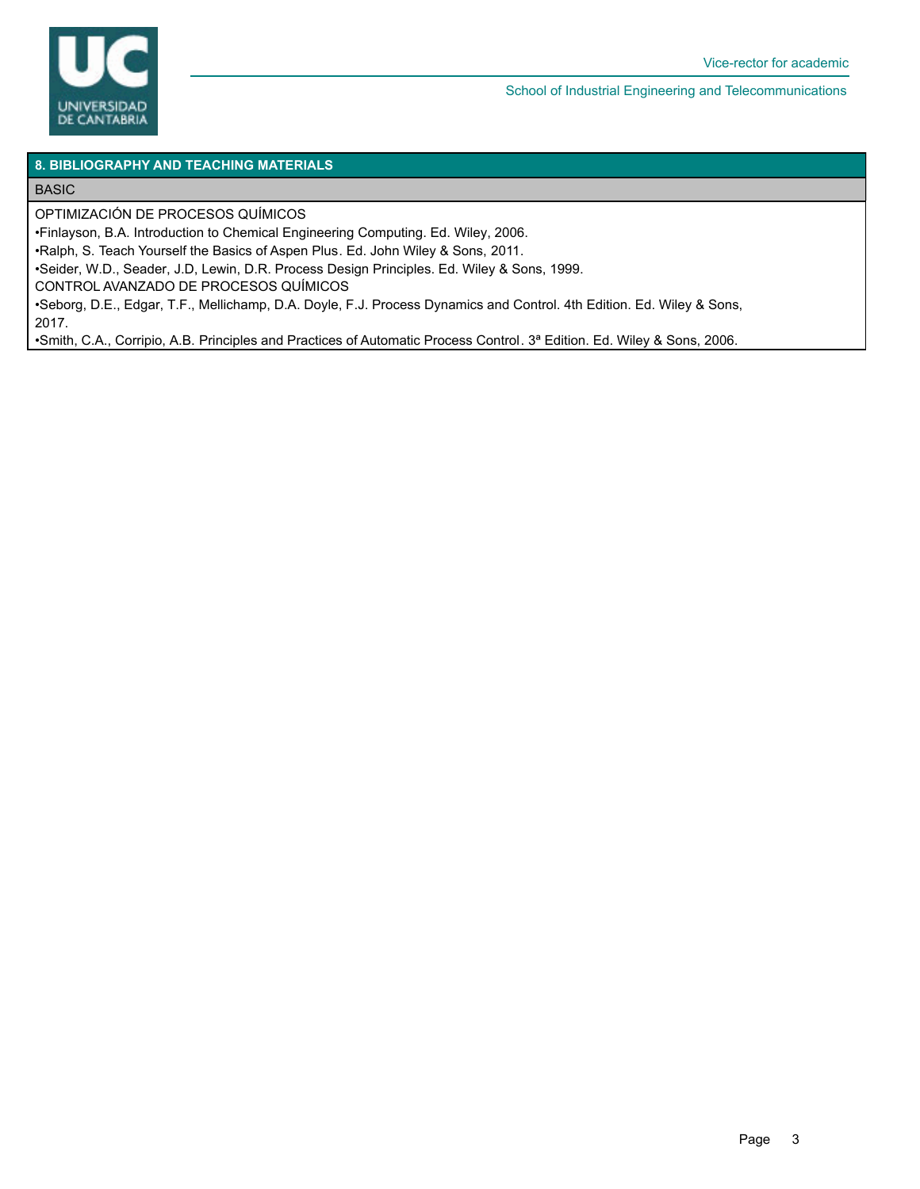## 8. BIBLIOGRAPHY AND TEACHING MATERIALS

### BASIC

OPTIMIZACIÓN DE PROCESOS QUÍMICOS

- Finlayson, B.A. Introduction to Chemical Engineering Computing. Ed. Wiley, 2006.
- Ralph, S. Teach Yourself the Basics of Aspen Plus. Ed. John Wiley & Sons, 2011.
- Seider, W.D., Seader, J.D, Lewin, D.R. Process Design Principles. Ed. Wiley & Sons, 1999.

CONTROL AVANZADO DE PROCESOS QUÍMICOS

- Seborg, D.E., Edgar, T.F., Mellichamp, D.A. Doyle, F.J. Process Dynamics and Control. 4th Edition. Ed. Wiley & Sons, 2017.
- Smith, C.A., Corripio, A.B. Principles and Practices of Automatic Process Control. 3ª Edition. Ed. Wiley & Sons, 2006.